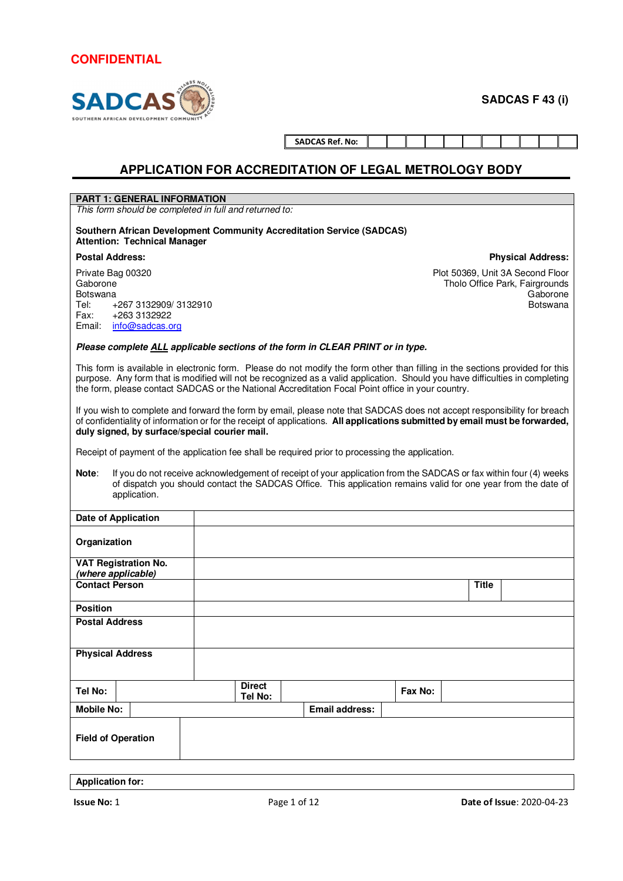**CONFIDENTIAL**

SADCAS

SOUTHERN AFRICAN DEVELOPMENT COMMUNITY

**SADCAS F 43 (i)**

| SADCAS Ref. No: | | | | | | | | | | | |
|---|---|---|---|---|---|---|---|---|---|---|---|

# APPLICATION FOR ACCREDITATION OF LEGAL METROLOGY BODY

## PART 1: GENERAL INFORMATION

*This form should be completed in full and returned to:*

**Southern African Development Community Accreditation Service (SADCAS)**
**Attention: Technical Manager**

**Postal Address:**

Private Bag 00320
Gaborone
Botswana
Tel: +267 3132909/ 3132910
Fax: +263 3132922
Email: info@sadcas.org

**Physical Address:**

Plot 50369, Unit 3A Second Floor
Tholo Office Park, Fairgrounds
Gaborone
Botswana

***Please complete ALL applicable sections of the form in CLEAR PRINT or in type.***

This form is available in electronic form. Please do not modify the form other than filling in the sections provided for this purpose. Any form that is modified will not be recognized as a valid application. Should you have difficulties in completing the form, please contact SADCAS or the National Accreditation Focal Point office in your country.

If you wish to complete and forward the form by email, please note that SADCAS does not accept responsibility for breach of confidentiality of information or for the receipt of applications. **All applications submitted by email must be forwarded, duly signed, by surface/special courier mail.**

Receipt of payment of the application fee shall be required prior to processing the application.

**Note**: If you do not receive acknowledgement of receipt of your application from the SADCAS or fax within four (4) weeks of dispatch you should contact the SADCAS Office. This application remains valid for one year from the date of application.

| **Date of Application** | | | | | |
|---|---|---|---|---|---|
| **Organization** | | | | | |
| **VAT Registration No.** ***(where applicable)*** | | | | | |
| **Contact Person** | | | | **Title** | |
| **Position** | | | | | |
| **Postal Address** | | | | | |
| **Physical Address** | | | | | |
| **Tel No:** | | **Direct Tel No:** | | **Fax No:** | |
| **Mobile No:** | | **Email address:** | | | |
| **Field of Operation** | | | | | |

| **Application for:** |
|---|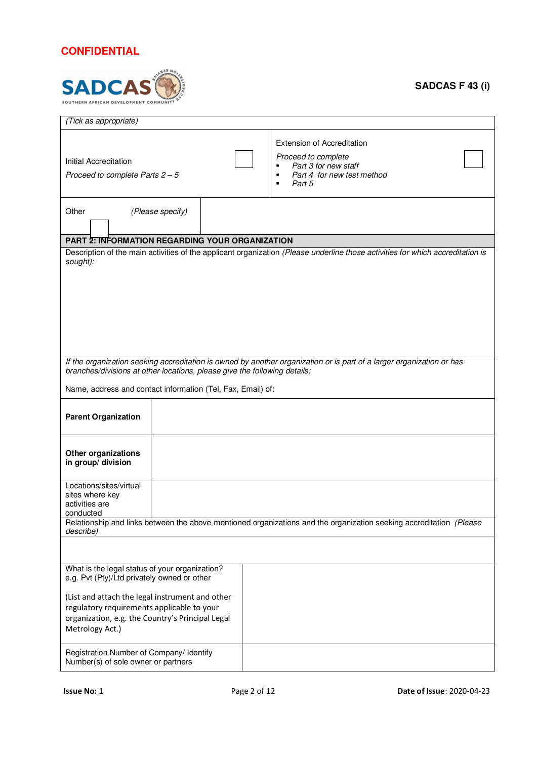**CONFIDENTIAL**

SADCAS F 43 (i)

| *(Tick as appropriate)* | | |
|---|---|---|
| Initial Accreditation<br>*Proceed to complete Parts 2 – 5* ☐ | Extension of Accreditation<br>*Proceed to complete*<br>▪ *Part 3 for new staff*<br>▪ *Part 4 for new test method*<br>▪ *Part 5* ☐ | |
| Other ☐ *(Please specify)* | | |

## PART 2: INFORMATION REGARDING YOUR ORGANIZATION

Description of the main activities of the applicant organization *(Please underline those activities for which accreditation is sought):*

*If the organization seeking accreditation is owned by another organization or is part of a larger organization or has branches/divisions at other locations, please give the following details:*

Name, address and contact information (Tel, Fax, Email) of:

| | |
|---|---|
| **Parent Organization** | |
| **Other organizations in group/ division** | |
| Locations/sites/virtual sites where key activities are conducted | |

Relationship and links between the above-mentioned organizations and the organization seeking accreditation *(Please describe)*

| | |
|---|---|
| What is the legal status of your organization? e.g. Pvt (Pty)/Ltd privately owned or other<br><br>(List and attach the legal instrument and other regulatory requirements applicable to your organization, e.g. the Country's Principal Legal Metrology Act.) | |
| Registration Number of Company/ Identify Number(s) of sole owner or partners | |

**Issue No:** 1 | **Date of Issue**: 2020-04-23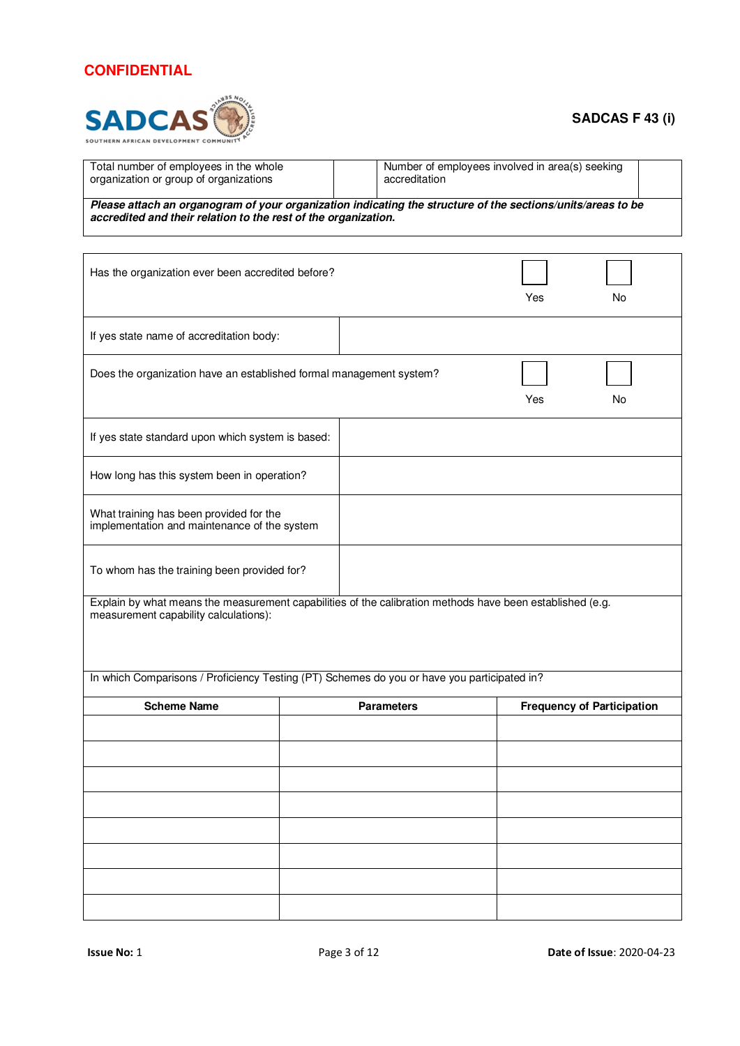CONFIDENTIAL

SADCAS F 43 (i)

| Total number of employees in the whole organization or group of organizations | | Number of employees involved in area(s) seeking accreditation | |
|---|---|---|---|
| ***Please attach an organogram of your organization indicating the structure of the sections/units/areas to be accredited and their relation to the rest of the organization.*** | | | |

| Has the organization ever been accredited before? | ☐ Yes ☐ No |
|---|---|
| If yes state name of accreditation body: | |
| Does the organization have an established formal management system? | ☐ Yes ☐ No |
| If yes state standard upon which system is based: | |
| How long has this system been in operation? | |
| What training has been provided for the implementation and maintenance of the system | |
| To whom has the training been provided for? | |

Explain by what means the measurement capabilities of the calibration methods have been established (e.g. measurement capability calculations):

In which Comparisons / Proficiency Testing (PT) Schemes do you or have you participated in?

| Scheme Name | Parameters | Frequency of Participation |
|---|---|---|
| | | |
| | | |
| | | |
| | | |
| | | |
| | | |
| | | |
| | | |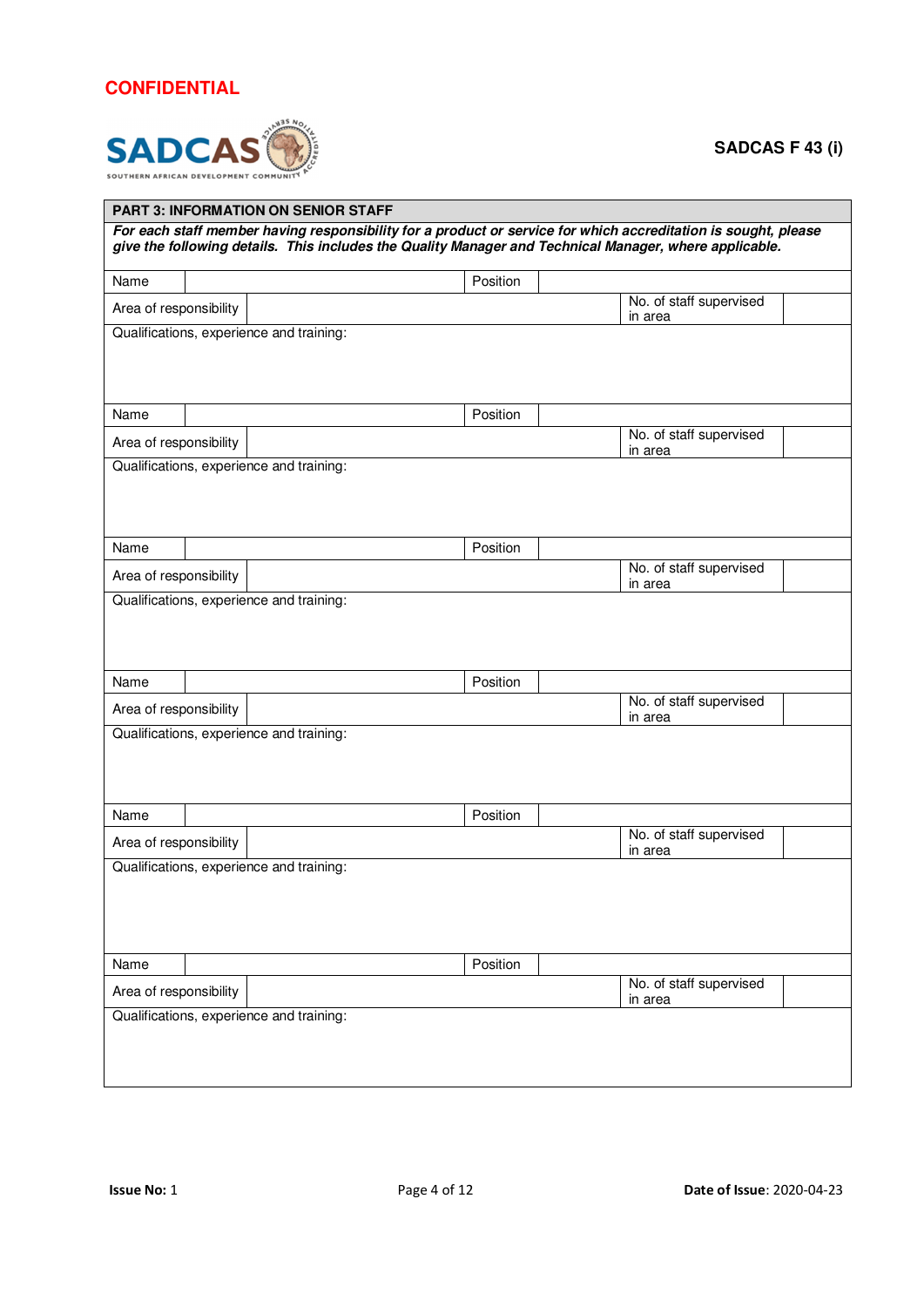**CONFIDENTIAL**

**SADCAS F 43 (i)**

| **PART 3: INFORMATION ON SENIOR STAFF** | | | |
|---|---|---|---|
| ***For each staff member having responsibility for a product or service for which accreditation is sought, please give the following details. This includes the Quality Manager and Technical Manager, where applicable.*** | | | |
| Name | | Position | |
| Area of responsibility | | No. of staff supervised in area | |
| Qualifications, experience and training: | | | |
| Name | | Position | |
| Area of responsibility | | No. of staff supervised in area | |
| Qualifications, experience and training: | | | |
| Name | | Position | |
| Area of responsibility | | No. of staff supervised in area | |
| Qualifications, experience and training: | | | |
| Name | | Position | |
| Area of responsibility | | No. of staff supervised in area | |
| Qualifications, experience and training: | | | |
| Name | | Position | |
| Area of responsibility | | No. of staff supervised in area | |
| Qualifications, experience and training: | | | |
| Name | | Position | |
| Area of responsibility | | No. of staff supervised in area | |
| Qualifications, experience and training: | | | |

**Issue No:** 1 **Date of Issue**: 2020-04-23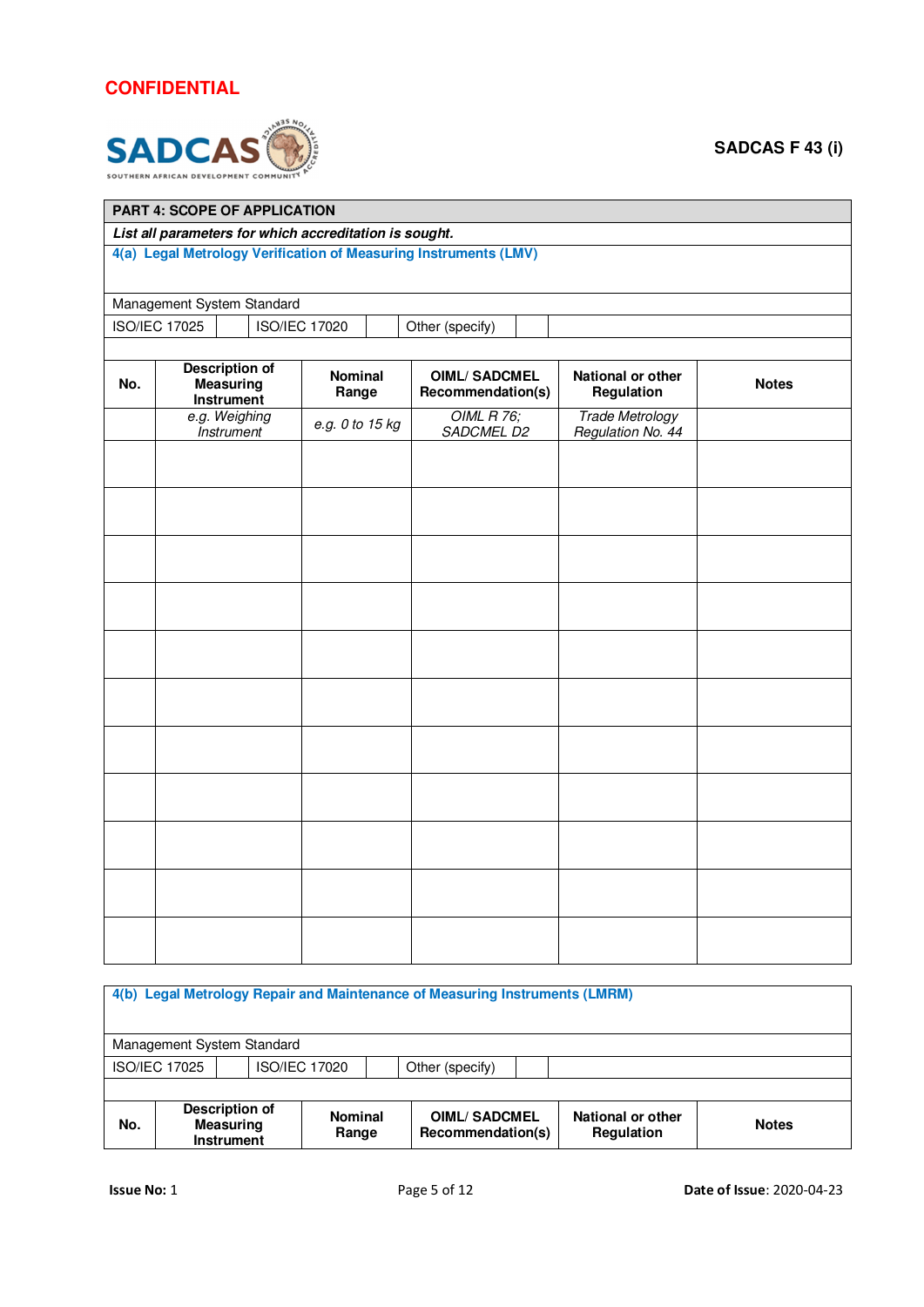**CONFIDENTIAL**

SADCAS

SOUTHERN AFRICAN DEVELOPMENT COMMUNITY ACCREDITATION SERVICE

**SADCAS F 43 (i)**

## PART 4: SCOPE OF APPLICATION

***List all parameters for which accreditation is sought.***

### 4(a) Legal Metrology Verification of Measuring Instruments (LMV)

Management System Standard

| ISO/IEC 17025 | | ISO/IEC 17020 | | Other (specify) | | |
|---|---|---|---|---|---|---|

| No. | Description of Measuring Instrument | Nominal Range | OIML/ SADCMEL Recommendation(s) | National or other Regulation | Notes |
|---|---|---|---|---|---|
| | *e.g. Weighing Instrument* | *e.g. 0 to 15 kg* | *OIML R 76; SADCMEL D2* | *Trade Metrology Regulation No. 44* | |
| | | | | | |
| | | | | | |
| | | | | | |
| | | | | | |
| | | | | | |
| | | | | | |
| | | | | | |
| | | | | | |
| | | | | | |
| | | | | | |
| | | | | | |

### 4(b) Legal Metrology Repair and Maintenance of Measuring Instruments (LMRM)

Management System Standard

| ISO/IEC 17025 | | ISO/IEC 17020 | | Other (specify) | | |
|---|---|---|---|---|---|---|

| No. | Description of Measuring Instrument | Nominal Range | OIML/ SADCMEL Recommendation(s) | National or other Regulation | Notes |
|---|---|---|---|---|---|

**Issue No:** 1 **Date of Issue**: 2020-04-23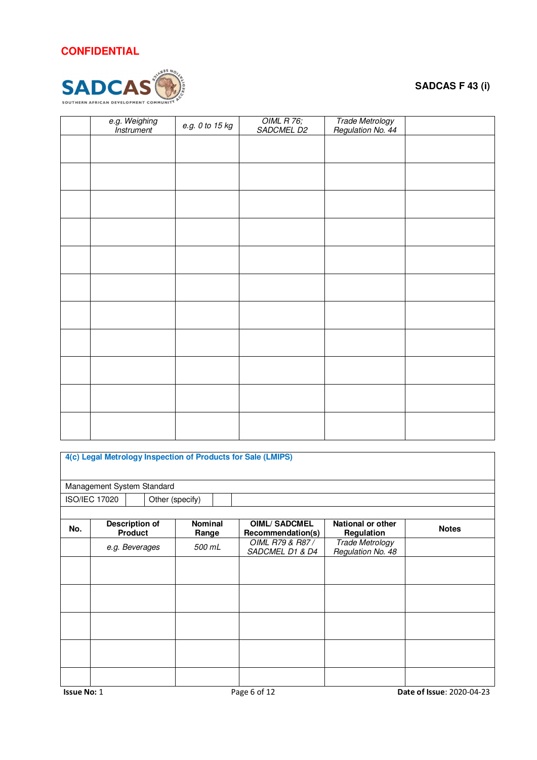**CONFIDENTIAL**

**SADCAS F 43 (i)**

| | | | | | |
|---|---|---|---|---|---|
| | *e.g. Weighing Instrument* | *e.g. 0 to 15 kg* | *OIML R 76; SADCMEL D2* | *Trade Metrology Regulation No. 44* | |
| | | | | | |
| | | | | | |
| | | | | | |
| | | | | | |
| | | | | | |
| | | | | | |
| | | | | | |
| | | | | | |
| | | | | | |
| | | | | | |
| | | | | | |

### 4(c) Legal Metrology Inspection of Products for Sale (LMIPS)

Management System Standard

| ISO/IEC 17020 | | Other (specify) | | |
|---|---|---|---|---|

| No. | Description of Product | Nominal Range | OIML/ SADCMEL Recommendation(s) | National or other Regulation | Notes |
|---|---|---|---|---|---|
| | *e.g. Beverages* | *500 mL* | *OIML R79 & R87 / SADCMEL D1 & D4* | *Trade Metrology Regulation No. 48* | |
| | | | | | |
| | | | | | |
| | | | | | |
| | | | | | |
| | | | | | |

**Issue No:** 1

**Date of Issue**: 2020-04-23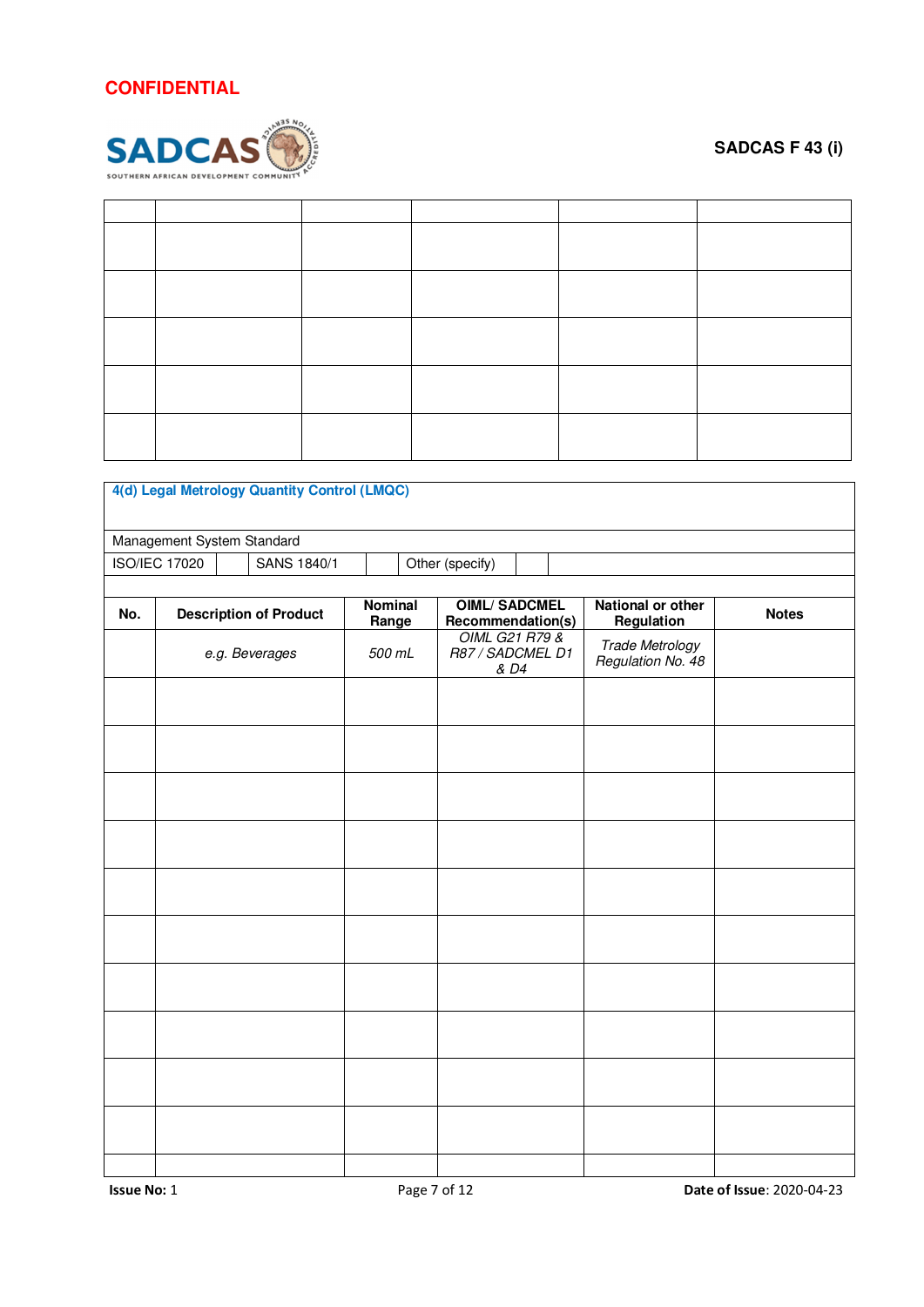**CONFIDENTIAL**

**SADCAS F 43 (i)**

| | | | | | |
|---|---|---|---|---|---|
| | | | | | |
| | | | | | |
| | | | | | |
| | | | | | |
| | | | | | |

### 4(d) Legal Metrology Quantity Control (LMQC)

Management System Standard

| ISO/IEC 17020 | | SANS 1840/1 | | Other (specify) | | |
|---|---|---|---|---|---|---|

| No. | Description of Product | Nominal Range | OIML/ SADCMEL Recommendation(s) | National or other Regulation | Notes |
|---|---|---|---|---|---|
| | *e.g. Beverages* | *500 mL* | *OIML G21 R79 & R87 / SADCMEL D1 & D4* | *Trade Metrology Regulation No. 48* | |
| | | | | | |
| | | | | | |
| | | | | | |
| | | | | | |
| | | | | | |
| | | | | | |
| | | | | | |
| | | | | | |
| | | | | | |
| | | | | | |
| | | | | | |

**Issue No:** 1 **Date of Issue**: 2020-04-23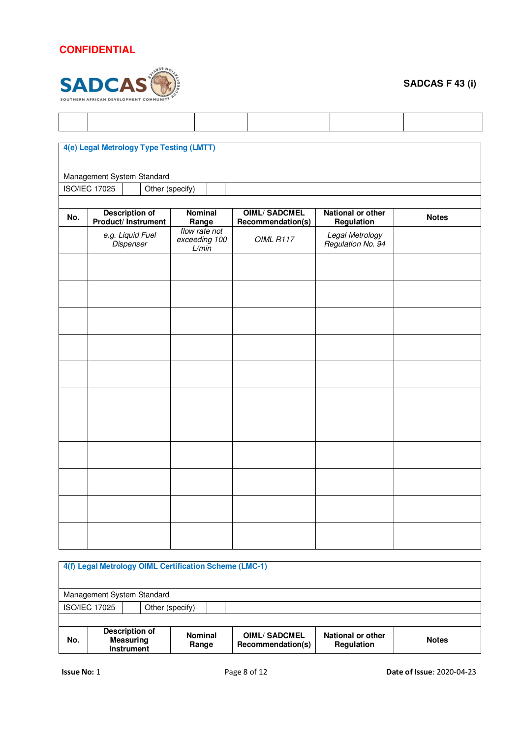CONFIDENTIAL

SADCAS F 43 (i)

| | | | | | |
|---|---|---|---|---|---|
| | | | | | |

## 4(e) Legal Metrology Type Testing (LMTT)

Management System Standard

| ISO/IEC 17025 | | Other (specify) | | |
|---|---|---|---|---|

| No. | Description of Product/ Instrument | Nominal Range | OIML/ SADCMEL Recommendation(s) | National or other Regulation | Notes |
|---|---|---|---|---|---|
| | *e.g. Liquid Fuel Dispenser* | *flow rate not exceeding 100 L/min* | *OIML R117* | *Legal Metrology Regulation No. 94* | |
| | | | | | |
| | | | | | |
| | | | | | |
| | | | | | |
| | | | | | |
| | | | | | |
| | | | | | |
| | | | | | |
| | | | | | |
| | | | | | |
| | | | | | |

## 4(f) Legal Metrology OIML Certification Scheme (LMC-1)

Management System Standard

| ISO/IEC 17025 | | Other (specify) | | |
|---|---|---|---|---|

| No. | Description of Measuring Instrument | Nominal Range | OIML/ SADCMEL Recommendation(s) | National or other Regulation | Notes |
|---|---|---|---|---|---|

**Issue No:** 1 **Date of Issue**: 2020-04-23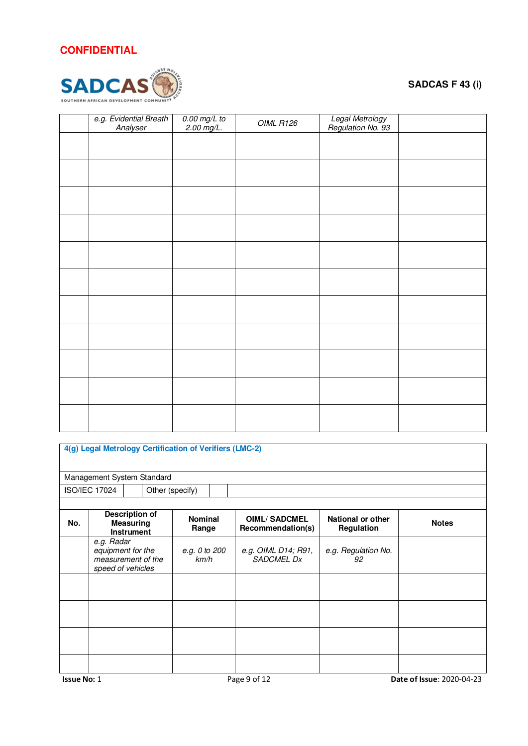**CONFIDENTIAL**

**SADCAS F 43 (i)**

| | *e.g. Evidential Breath Analyser* | *0.00 mg/L to 2.00 mg/L.* | *OIML R126* | *Legal Metrology Regulation No. 93* | |
|---|---|---|---|---|---|
| | | | | | |
| | | | | | |
| | | | | | |
| | | | | | |
| | | | | | |
| | | | | | |
| | | | | | |
| | | | | | |
| | | | | | |
| | | | | | |
| | | | | | |

### 4(g) Legal Metrology Certification of Verifiers (LMC-2)

Management System Standard

| ISO/IEC 17024 | | Other (specify) | | |
|---|---|---|---|---|

| No. | Description of Measuring Instrument | Nominal Range | OIML/ SADCMEL Recommendation(s) | National or other Regulation | Notes |
|---|---|---|---|---|---|
| | *e.g. Radar equipment for the measurement of the speed of vehicles* | *e.g. 0 to 200 km/h* | *e.g. OIML D14; R91, SADCMEL Dx* | *e.g. Regulation No. 92* | |
| | | | | | |
| | | | | | |
| | | | | | |
| | | | | | |

**Issue No:** 1 **Date of Issue**: 2020-04-23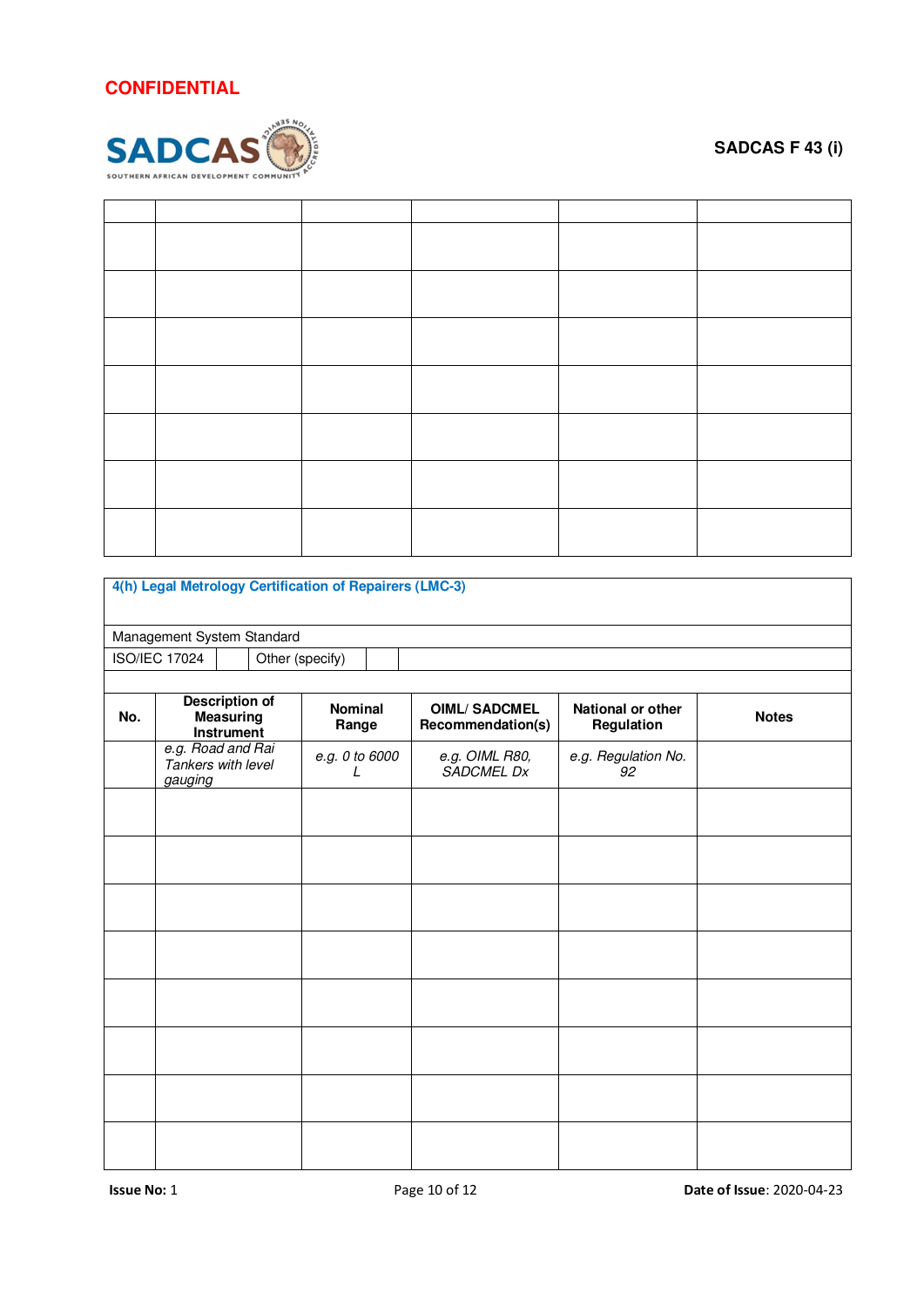CONFIDENTIAL

SADCAS F 43 (i)

| | | | | | |
|---|---|---|---|---|---|
| | | | | | |
| | | | | | |
| | | | | | |
| | | | | | |
| | | | | | |
| | | | | | |
| | | | | | |

**4(h) Legal Metrology Certification of Repairers (LMC-3)**

Management System Standard

| ISO/IEC 17024 | | Other (specify) | | |
|---|---|---|---|---|

| No. | Description of Measuring Instrument | Nominal Range | OIML/ SADCMEL Recommendation(s) | National or other Regulation | Notes |
|---|---|---|---|---|---|
| | *e.g. Road and Rai Tankers with level gauging* | *e.g. 0 to 6000 L* | *e.g. OIML R80, SADCMEL Dx* | *e.g. Regulation No. 92* | |
| | | | | | |
| | | | | | |
| | | | | | |
| | | | | | |
| | | | | | |
| | | | | | |
| | | | | | |
| | | | | | |

**Issue No:** 1 **Date of Issue**: 2020-04-23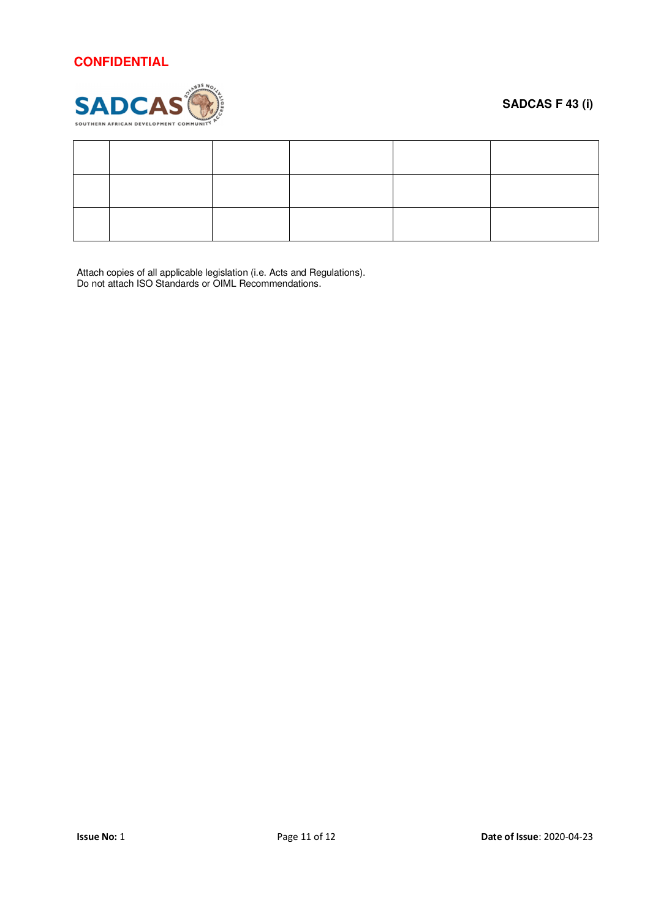CONFIDENTIAL

SADCAS F 43 (i)

| | | | | | |
|---|---|---|---|---|---|
| | | | | | |
| | | | | | |

Attach copies of all applicable legislation (i.e. Acts and Regulations).
Do not attach ISO Standards or OIML Recommendations.

**Issue No:** 1 **Date of Issue**: 2020-04-23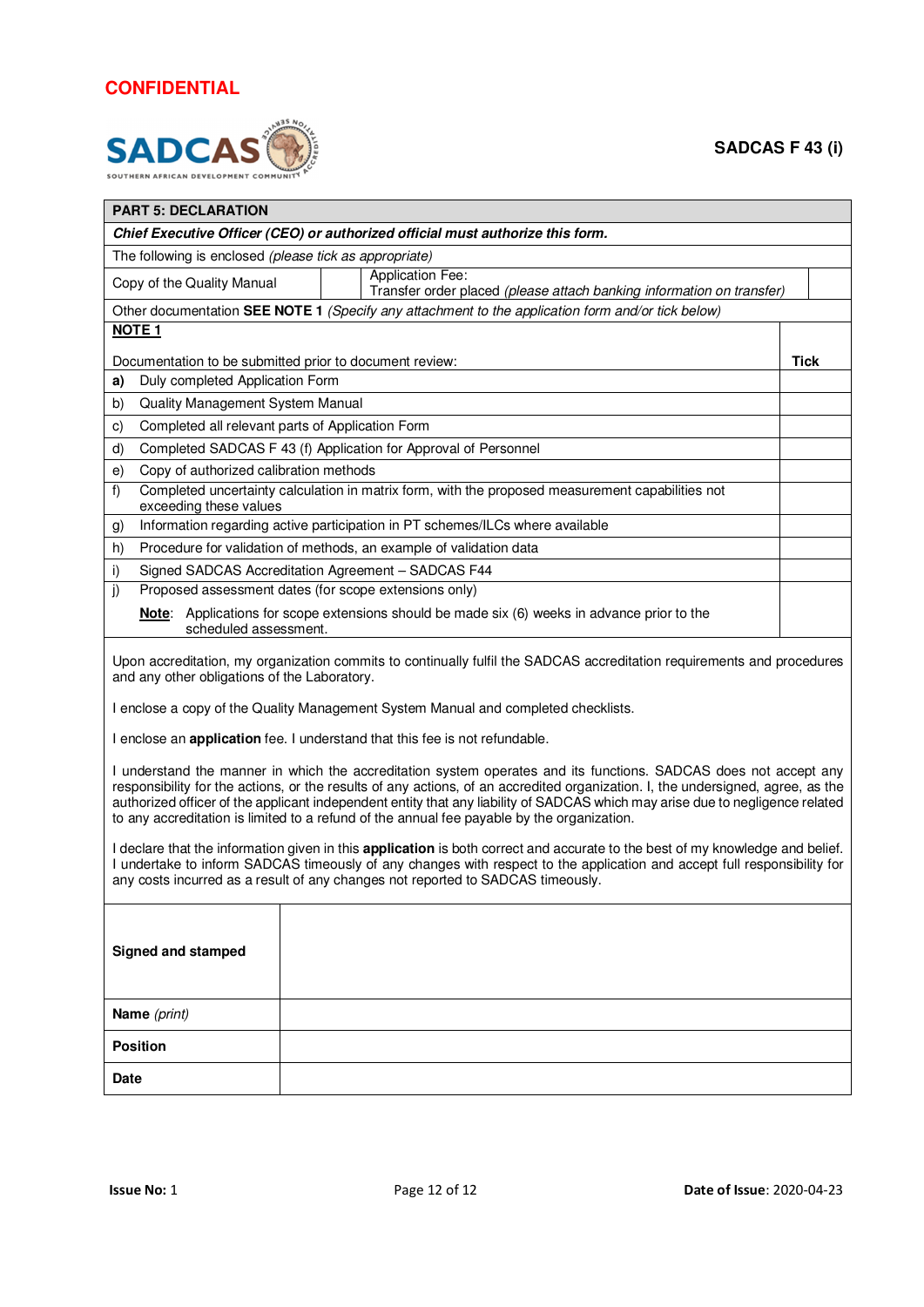**CONFIDENTIAL**

**SADCAS F 43 (i)**

| **PART 5: DECLARATION** | | | |
|---|---|---|---|
| ***Chief Executive Officer (CEO) or authorized official must authorize this form.*** | | | |
| The following is enclosed *(please tick as appropriate)* | | | |
| Copy of the Quality Manual | | Application Fee:<br>Transfer order placed *(please attach banking information on transfer)* | |
| Other documentation **SEE NOTE 1** *(Specify any attachment to the application form and/or tick below)* | | | |

| **NOTE 1**<br><br>Documentation to be submitted prior to document review: | | **Tick** |
|---|---|---|
| **a)** | Duly completed Application Form | |
| b) | Quality Management System Manual | |
| c) | Completed all relevant parts of Application Form | |
| d) | Completed SADCAS F 43 (f) Application for Approval of Personnel | |
| e) | Copy of authorized calibration methods | |
| f) | Completed uncertainty calculation in matrix form, with the proposed measurement capabilities not exceeding these values | |
| g) | Information regarding active participation in PT schemes/ILCs where available | |
| h) | Procedure for validation of methods, an example of validation data | |
| i) | Signed SADCAS Accreditation Agreement – SADCAS F44 | |
| j) | Proposed assessment dates (for scope extensions only)<br><br>**Note**: Applications for scope extensions should be made six (6) weeks in advance prior to the scheduled assessment. | |

Upon accreditation, my organization commits to continually fulfil the SADCAS accreditation requirements and procedures and any other obligations of the Laboratory.

I enclose a copy of the Quality Management System Manual and completed checklists.

I enclose an **application** fee. I understand that this fee is not refundable.

I understand the manner in which the accreditation system operates and its functions. SADCAS does not accept any responsibility for the actions, or the results of any actions, of an accredited organization. I, the undersigned, agree, as the authorized officer of the applicant independent entity that any liability of SADCAS which may arise due to negligence related to any accreditation is limited to a refund of the annual fee payable by the organization.

I declare that the information given in this **application** is both correct and accurate to the best of my knowledge and belief. I undertake to inform SADCAS timeously of any changes with respect to the application and accept full responsibility for any costs incurred as a result of any changes not reported to SADCAS timeously.

| | |
|---|---|
| **Signed and stamped** | |
| **Name** *(print)* | |
| **Position** | |
| **Date** | |

**Issue No:** 1 | **Date of Issue**: 2020-04-23